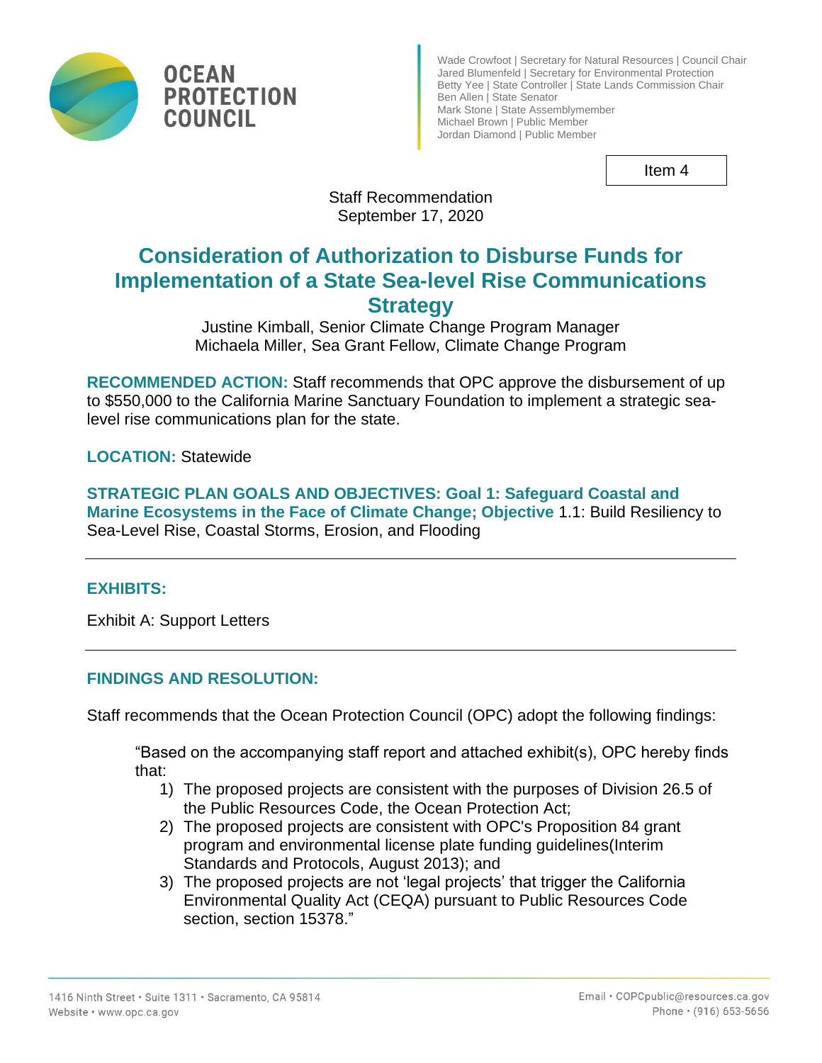**OCEAN PROTECTION COUNCIL**

Wade Crowfoot | Secretary for Natural Resources | Council Chair
Jared Blumenfeld | Secretary for Environmental Protection
Betty Yee | State Controller | State Lands Commission Chair
Ben Allen | State Senator
Mark Stone | State Assemblymember
Michael Brown | Public Member
Jordan Diamond | Public Member

Item 4

Staff Recommendation
September 17, 2020

# Consideration of Authorization to Disburse Funds for Implementation of a State Sea-level Rise Communications Strategy

Justine Kimball, Senior Climate Change Program Manager
Michaela Miller, Sea Grant Fellow, Climate Change Program

**RECOMMENDED ACTION:** Staff recommends that OPC approve the disbursement of up to $550,000 to the California Marine Sanctuary Foundation to implement a strategic sea-level rise communications plan for the state.

**LOCATION:** Statewide

**STRATEGIC PLAN GOALS AND OBJECTIVES: Goal 1: Safeguard Coastal and Marine Ecosystems in the Face of Climate Change; Objective** 1.1: Build Resiliency to Sea-Level Rise, Coastal Storms, Erosion, and Flooding

---

**EXHIBITS:**

Exhibit A: Support Letters

---

**FINDINGS AND RESOLUTION:**

Staff recommends that the Ocean Protection Council (OPC) adopt the following findings:

> "Based on the accompanying staff report and attached exhibit(s), OPC hereby finds that:
> 1) The proposed projects are consistent with the purposes of Division 26.5 of the Public Resources Code, the Ocean Protection Act;
> 2) The proposed projects are consistent with OPC's Proposition 84 grant program and environmental license plate funding guidelines(Interim Standards and Protocols, August 2013); and
> 3) The proposed projects are not 'legal projects' that trigger the California Environmental Quality Act (CEQA) pursuant to Public Resources Code section, section 15378."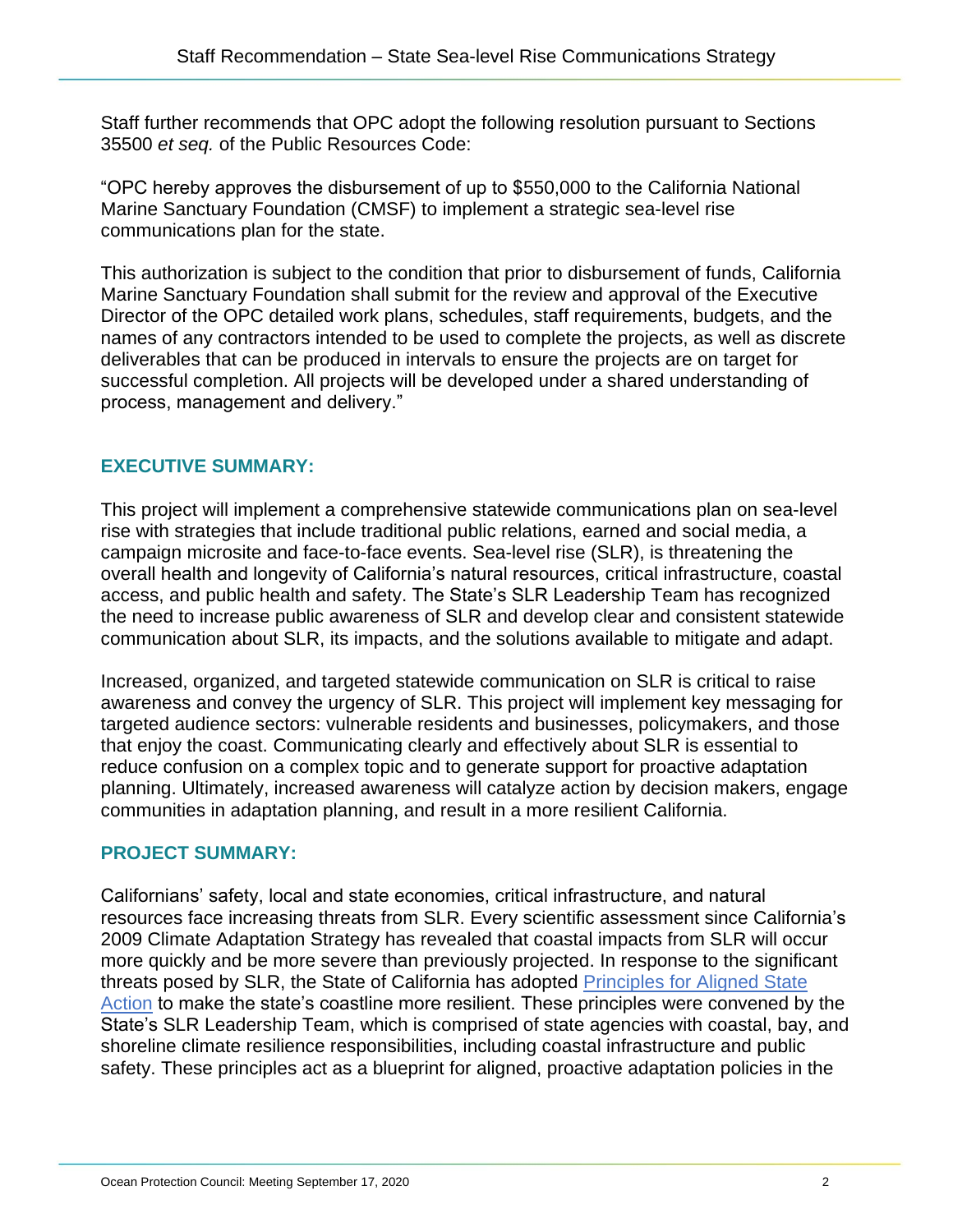Staff further recommends that OPC adopt the following resolution pursuant to Sections 35500 *et seq.* of the Public Resources Code:

"OPC hereby approves the disbursement of up to $550,000 to the California National Marine Sanctuary Foundation (CMSF) to implement a strategic sea-level rise communications plan for the state.

This authorization is subject to the condition that prior to disbursement of funds, California Marine Sanctuary Foundation shall submit for the review and approval of the Executive Director of the OPC detailed work plans, schedules, staff requirements, budgets, and the names of any contractors intended to be used to complete the projects, as well as discrete deliverables that can be produced in intervals to ensure the projects are on target for successful completion. All projects will be developed under a shared understanding of process, management and delivery."

## EXECUTIVE SUMMARY:

This project will implement a comprehensive statewide communications plan on sea-level rise with strategies that include traditional public relations, earned and social media, a campaign microsite and face-to-face events. Sea-level rise (SLR), is threatening the overall health and longevity of California's natural resources, critical infrastructure, coastal access, and public health and safety. The State's SLR Leadership Team has recognized the need to increase public awareness of SLR and develop clear and consistent statewide communication about SLR, its impacts, and the solutions available to mitigate and adapt.

Increased, organized, and targeted statewide communication on SLR is critical to raise awareness and convey the urgency of SLR. This project will implement key messaging for targeted audience sectors: vulnerable residents and businesses, policymakers, and those that enjoy the coast. Communicating clearly and effectively about SLR is essential to reduce confusion on a complex topic and to generate support for proactive adaptation planning. Ultimately, increased awareness will catalyze action by decision makers, engage communities in adaptation planning, and result in a more resilient California.

## PROJECT SUMMARY:

Californians' safety, local and state economies, critical infrastructure, and natural resources face increasing threats from SLR. Every scientific assessment since California's 2009 Climate Adaptation Strategy has revealed that coastal impacts from SLR will occur more quickly and be more severe than previously projected. In response to the significant threats posed by SLR, the State of California has adopted Principles for Aligned State Action to make the state's coastline more resilient. These principles were convened by the State's SLR Leadership Team, which is comprised of state agencies with coastal, bay, and shoreline climate resilience responsibilities, including coastal infrastructure and public safety. These principles act as a blueprint for aligned, proactive adaptation policies in the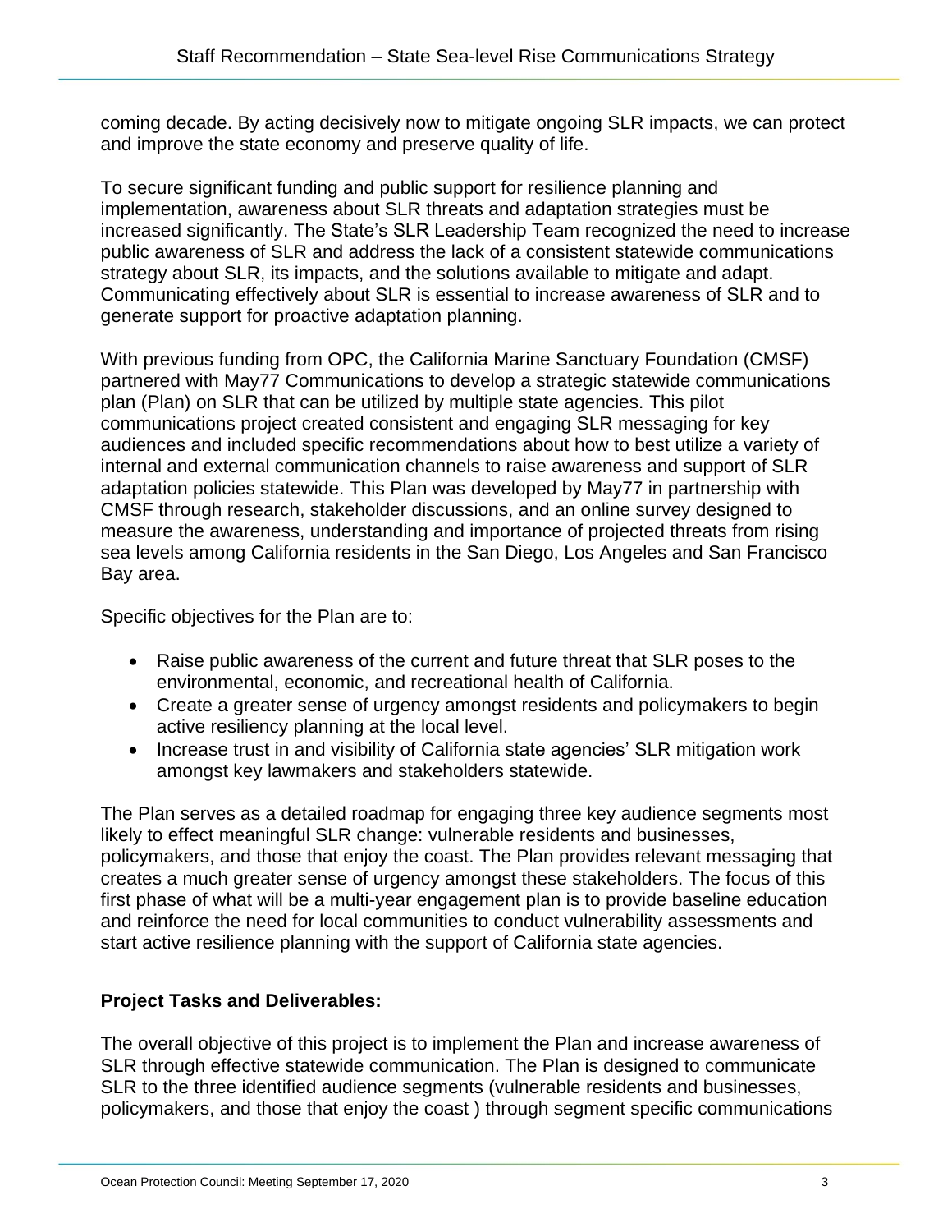coming decade. By acting decisively now to mitigate ongoing SLR impacts, we can protect and improve the state economy and preserve quality of life.

To secure significant funding and public support for resilience planning and implementation, awareness about SLR threats and adaptation strategies must be increased significantly. The State's SLR Leadership Team recognized the need to increase public awareness of SLR and address the lack of a consistent statewide communications strategy about SLR, its impacts, and the solutions available to mitigate and adapt. Communicating effectively about SLR is essential to increase awareness of SLR and to generate support for proactive adaptation planning.

With previous funding from OPC, the California Marine Sanctuary Foundation (CMSF) partnered with May77 Communications to develop a strategic statewide communications plan (Plan) on SLR that can be utilized by multiple state agencies. This pilot communications project created consistent and engaging SLR messaging for key audiences and included specific recommendations about how to best utilize a variety of internal and external communication channels to raise awareness and support of SLR adaptation policies statewide. This Plan was developed by May77 in partnership with CMSF through research, stakeholder discussions, and an online survey designed to measure the awareness, understanding and importance of projected threats from rising sea levels among California residents in the San Diego, Los Angeles and San Francisco Bay area.

Specific objectives for the Plan are to:

- Raise public awareness of the current and future threat that SLR poses to the environmental, economic, and recreational health of California.
- Create a greater sense of urgency amongst residents and policymakers to begin active resiliency planning at the local level.
- Increase trust in and visibility of California state agencies' SLR mitigation work amongst key lawmakers and stakeholders statewide.

The Plan serves as a detailed roadmap for engaging three key audience segments most likely to effect meaningful SLR change: vulnerable residents and businesses, policymakers, and those that enjoy the coast. The Plan provides relevant messaging that creates a much greater sense of urgency amongst these stakeholders. The focus of this first phase of what will be a multi-year engagement plan is to provide baseline education and reinforce the need for local communities to conduct vulnerability assessments and start active resilience planning with the support of California state agencies.

**Project Tasks and Deliverables:**

The overall objective of this project is to implement the Plan and increase awareness of SLR through effective statewide communication. The Plan is designed to communicate SLR to the three identified audience segments (vulnerable residents and businesses, policymakers, and those that enjoy the coast ) through segment specific communications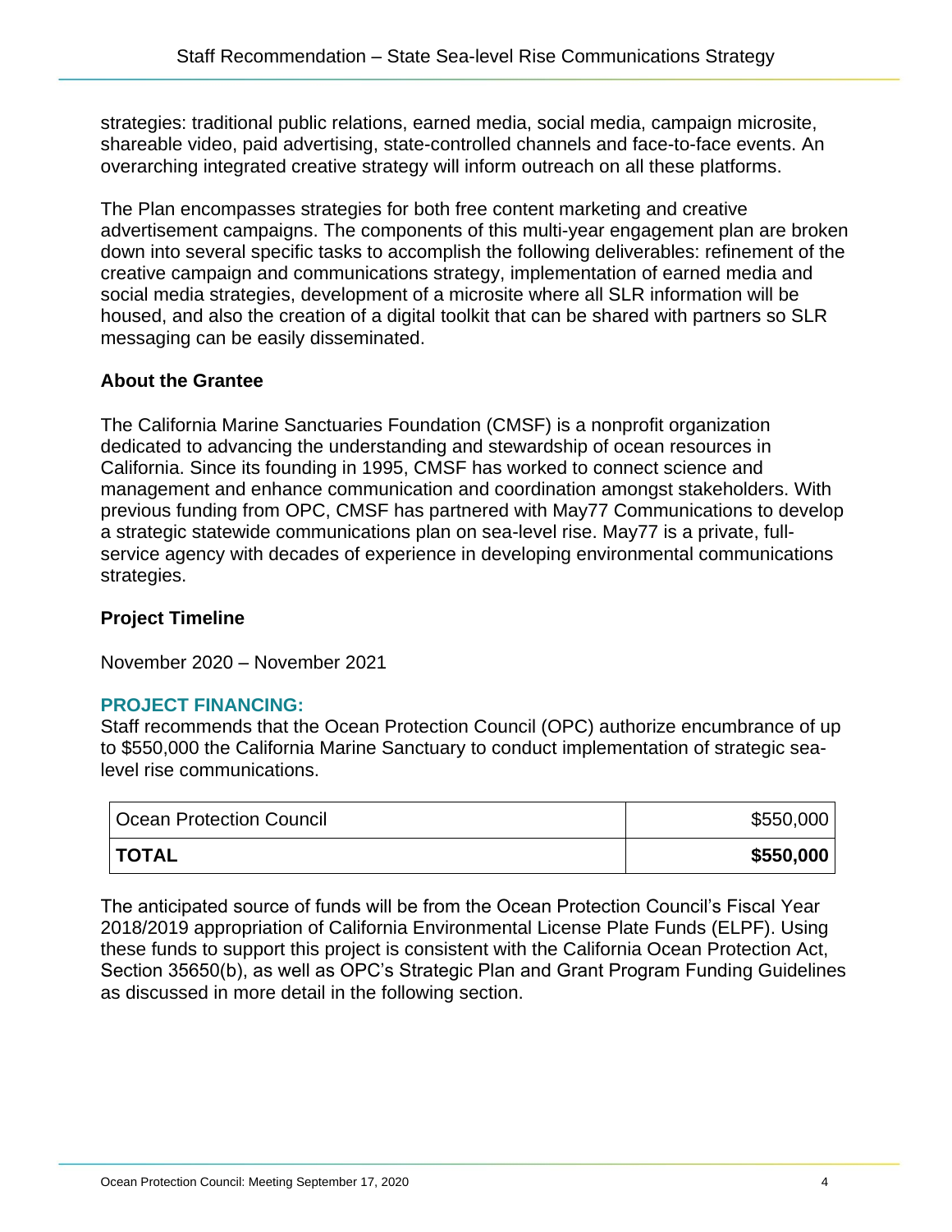strategies: traditional public relations, earned media, social media, campaign microsite, shareable video, paid advertising, state-controlled channels and face-to-face events. An overarching integrated creative strategy will inform outreach on all these platforms.

The Plan encompasses strategies for both free content marketing and creative advertisement campaigns. The components of this multi-year engagement plan are broken down into several specific tasks to accomplish the following deliverables: refinement of the creative campaign and communications strategy, implementation of earned media and social media strategies, development of a microsite where all SLR information will be housed, and also the creation of a digital toolkit that can be shared with partners so SLR messaging can be easily disseminated.

### About the Grantee

The California Marine Sanctuaries Foundation (CMSF) is a nonprofit organization dedicated to advancing the understanding and stewardship of ocean resources in California. Since its founding in 1995, CMSF has worked to connect science and management and enhance communication and coordination amongst stakeholders. With previous funding from OPC, CMSF has partnered with May77 Communications to develop a strategic statewide communications plan on sea-level rise. May77 is a private, full-service agency with decades of experience in developing environmental communications strategies.

### Project Timeline

November 2020 – November 2021

## PROJECT FINANCING:

Staff recommends that the Ocean Protection Council (OPC) authorize encumbrance of up to $550,000 the California Marine Sanctuary to conduct implementation of strategic sea-level rise communications.

| Ocean Protection Council | $550,000 |
|---|---|
| **TOTAL** | **$550,000** |

The anticipated source of funds will be from the Ocean Protection Council's Fiscal Year 2018/2019 appropriation of California Environmental License Plate Funds (ELPF). Using these funds to support this project is consistent with the California Ocean Protection Act, Section 35650(b), as well as OPC's Strategic Plan and Grant Program Funding Guidelines as discussed in more detail in the following section.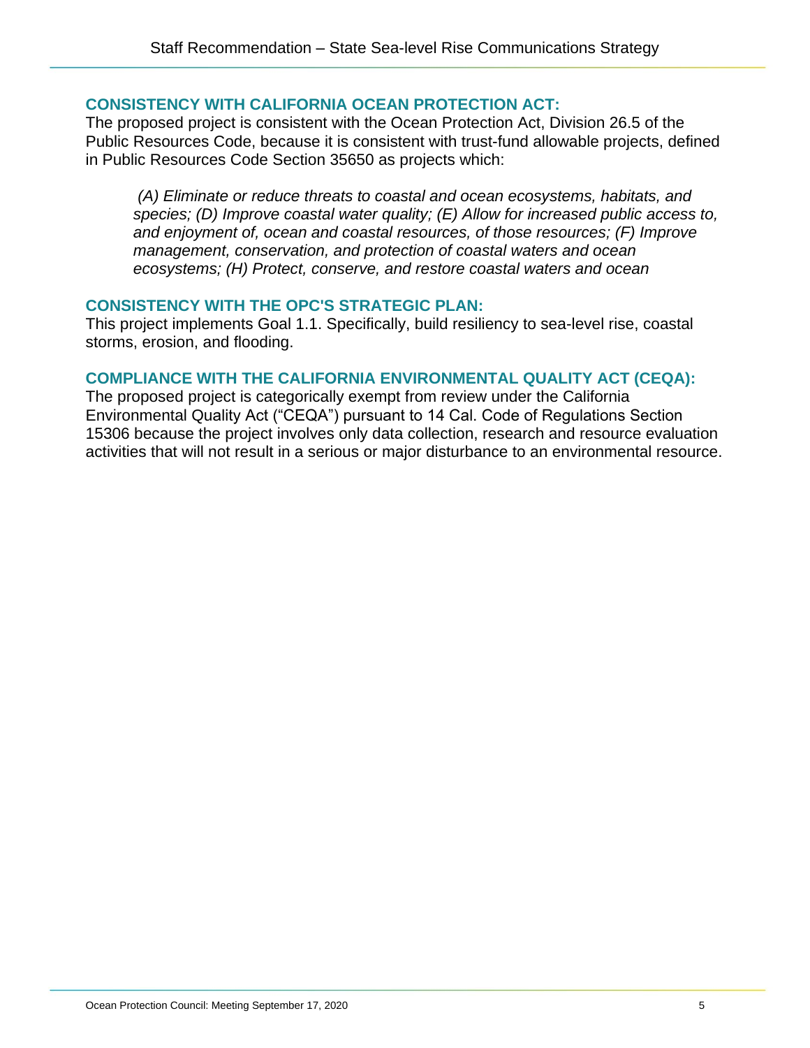## CONSISTENCY WITH CALIFORNIA OCEAN PROTECTION ACT:

The proposed project is consistent with the Ocean Protection Act, Division 26.5 of the Public Resources Code, because it is consistent with trust-fund allowable projects, defined in Public Resources Code Section 35650 as projects which:

> *(A) Eliminate or reduce threats to coastal and ocean ecosystems, habitats, and species; (D) Improve coastal water quality; (E) Allow for increased public access to, and enjoyment of, ocean and coastal resources, of those resources; (F) Improve management, conservation, and protection of coastal waters and ocean ecosystems; (H) Protect, conserve, and restore coastal waters and ocean*

## CONSISTENCY WITH THE OPC'S STRATEGIC PLAN:

This project implements Goal 1.1. Specifically, build resiliency to sea-level rise, coastal storms, erosion, and flooding.

## COMPLIANCE WITH THE CALIFORNIA ENVIRONMENTAL QUALITY ACT (CEQA):

The proposed project is categorically exempt from review under the California Environmental Quality Act ("CEQA") pursuant to 14 Cal. Code of Regulations Section 15306 because the project involves only data collection, research and resource evaluation activities that will not result in a serious or major disturbance to an environmental resource.